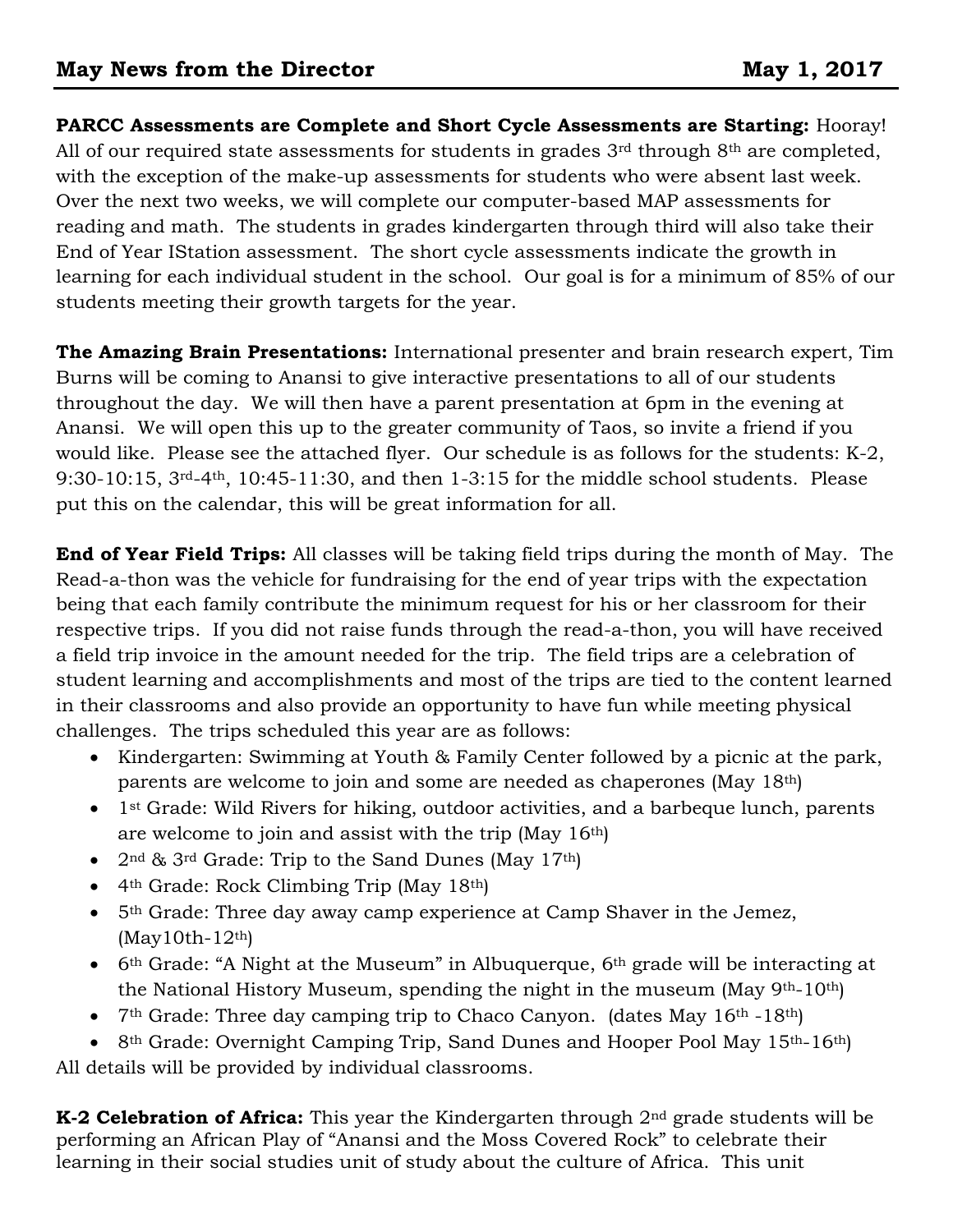# May News from the Director May 1, 2017

**PARCC Assessments are Complete and Short Cycle Assessments are Starting:** Hooray! All of our required state assessments for students in grades 3rd through 8th are completed, with the exception of the make-up assessments for students who were absent last week. Over the next two weeks, we will complete our computer-based MAP assessments for reading and math. The students in grades kindergarten through third will also take their End of Year IStation assessment. The short cycle assessments indicate the growth in learning for each individual student in the school. Our goal is for a minimum of 85% of our students meeting their growth targets for the year.

**The Amazing Brain Presentations:** International presenter and brain research expert, Tim Burns will be coming to Anansi to give interactive presentations to all of our students throughout the day. We will then have a parent presentation at 6pm in the evening at Anansi. We will open this up to the greater community of Taos, so invite a friend if you would like. Please see the attached flyer. Our schedule is as follows for the students: K-2, 9:30-10:15, 3rd-4th, 10:45-11:30, and then 1-3:15 for the middle school students. Please put this on the calendar, this will be great information for all.

**End of Year Field Trips:** All classes will be taking field trips during the month of May. The Read-a-thon was the vehicle for fundraising for the end of year trips with the expectation being that each family contribute the minimum request for his or her classroom for their respective trips. If you did not raise funds through the read-a-thon, you will have received a field trip invoice in the amount needed for the trip. The field trips are a celebration of student learning and accomplishments and most of the trips are tied to the content learned in their classrooms and also provide an opportunity to have fun while meeting physical challenges. The trips scheduled this year are as follows:

- Kindergarten: Swimming at Youth & Family Center followed by a picnic at the park, parents are welcome to join and some are needed as chaperones (May 18th)
- 1st Grade: Wild Rivers for hiking, outdoor activities, and a barbeque lunch, parents are welcome to join and assist with the trip (May 16th)
- 2nd & 3rd Grade: Trip to the Sand Dunes (May 17th)
- 4th Grade: Rock Climbing Trip (May 18th)
- 5th Grade: Three day away camp experience at Camp Shaver in the Jemez, (May10th-12th)
- 6th Grade: "A Night at the Museum" in Albuquerque, 6th grade will be interacting at the National History Museum, spending the night in the museum (May 9th-10th)
- 7th Grade: Three day camping trip to Chaco Canyon. (dates May 16th -18th)
- 8th Grade: Overnight Camping Trip, Sand Dunes and Hooper Pool May 15th-16th)

All details will be provided by individual classrooms.

**K-2 Celebration of Africa:** This year the Kindergarten through 2nd grade students will be performing an African Play of "Anansi and the Moss Covered Rock" to celebrate their learning in their social studies unit of study about the culture of Africa. This unit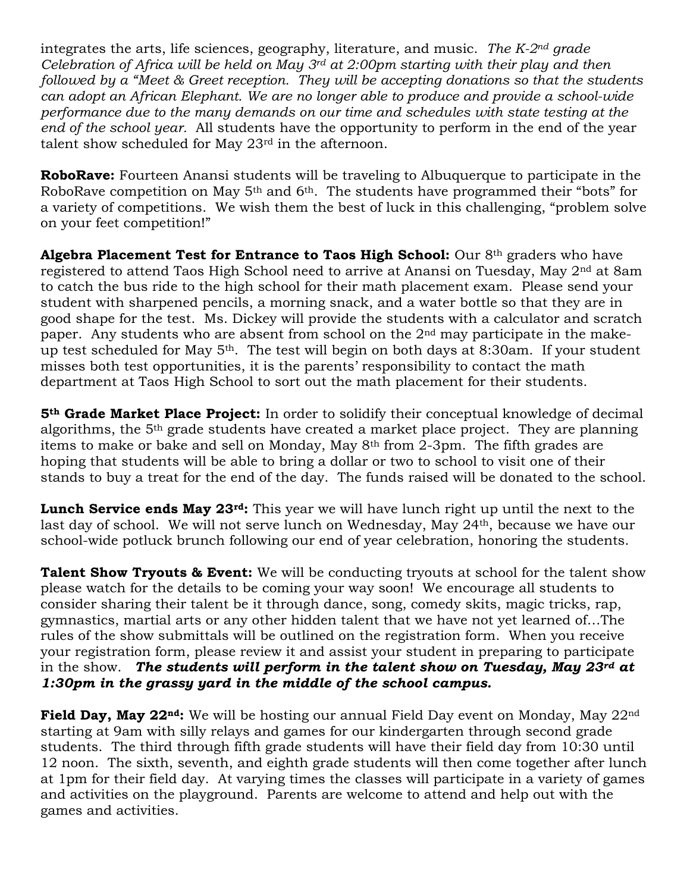integrates the arts, life sciences, geography, literature, and music. *The K-2nd grade Celebration of Africa will be held on May 3rd at 2:00pm starting with their play and then followed by a "Meet & Greet reception. They will be accepting donations so that the students can adopt an African Elephant. We are no longer able to produce and provide a school-wide performance due to the many demands on our time and schedules with state testing at the end of the school year.* All students have the opportunity to perform in the end of the year talent show scheduled for May 23rd in the afternoon.

**RoboRave:** Fourteen Anansi students will be traveling to Albuquerque to participate in the RoboRave competition on May 5th and 6th. The students have programmed their "bots" for a variety of competitions. We wish them the best of luck in this challenging, "problem solve on your feet competition!"

**Algebra Placement Test for Entrance to Taos High School:** Our 8th graders who have registered to attend Taos High School need to arrive at Anansi on Tuesday, May 2nd at 8am to catch the bus ride to the high school for their math placement exam. Please send your student with sharpened pencils, a morning snack, and a water bottle so that they are in good shape for the test. Ms. Dickey will provide the students with a calculator and scratch paper. Any students who are absent from school on the 2nd may participate in the make-up test scheduled for May 5th. The test will begin on both days at 8:30am. If your student misses both test opportunities, it is the parents' responsibility to contact the math department at Taos High School to sort out the math placement for their students.

**5th Grade Market Place Project:** In order to solidify their conceptual knowledge of decimal algorithms, the 5th grade students have created a market place project. They are planning items to make or bake and sell on Monday, May 8th from 2-3pm. The fifth grades are hoping that students will be able to bring a dollar or two to school to visit one of their stands to buy a treat for the end of the day. The funds raised will be donated to the school.

**Lunch Service ends May 23rd:** This year we will have lunch right up until the next to the last day of school. We will not serve lunch on Wednesday, May 24th, because we have our school-wide potluck brunch following our end of year celebration, honoring the students.

**Talent Show Tryouts & Event:** We will be conducting tryouts at school for the talent show please watch for the details to be coming your way soon! We encourage all students to consider sharing their talent be it through dance, song, comedy skits, magic tricks, rap, gymnastics, martial arts or any other hidden talent that we have not yet learned of…The rules of the show submittals will be outlined on the registration form. When you receive your registration form, please review it and assist your student in preparing to participate in the show. ***The students will perform in the talent show on Tuesday, May 23rd at 1:30pm in the grassy yard in the middle of the school campus.***

**Field Day, May 22nd:** We will be hosting our annual Field Day event on Monday, May 22nd starting at 9am with silly relays and games for our kindergarten through second grade students. The third through fifth grade students will have their field day from 10:30 until 12 noon. The sixth, seventh, and eighth grade students will then come together after lunch at 1pm for their field day. At varying times the classes will participate in a variety of games and activities on the playground. Parents are welcome to attend and help out with the games and activities.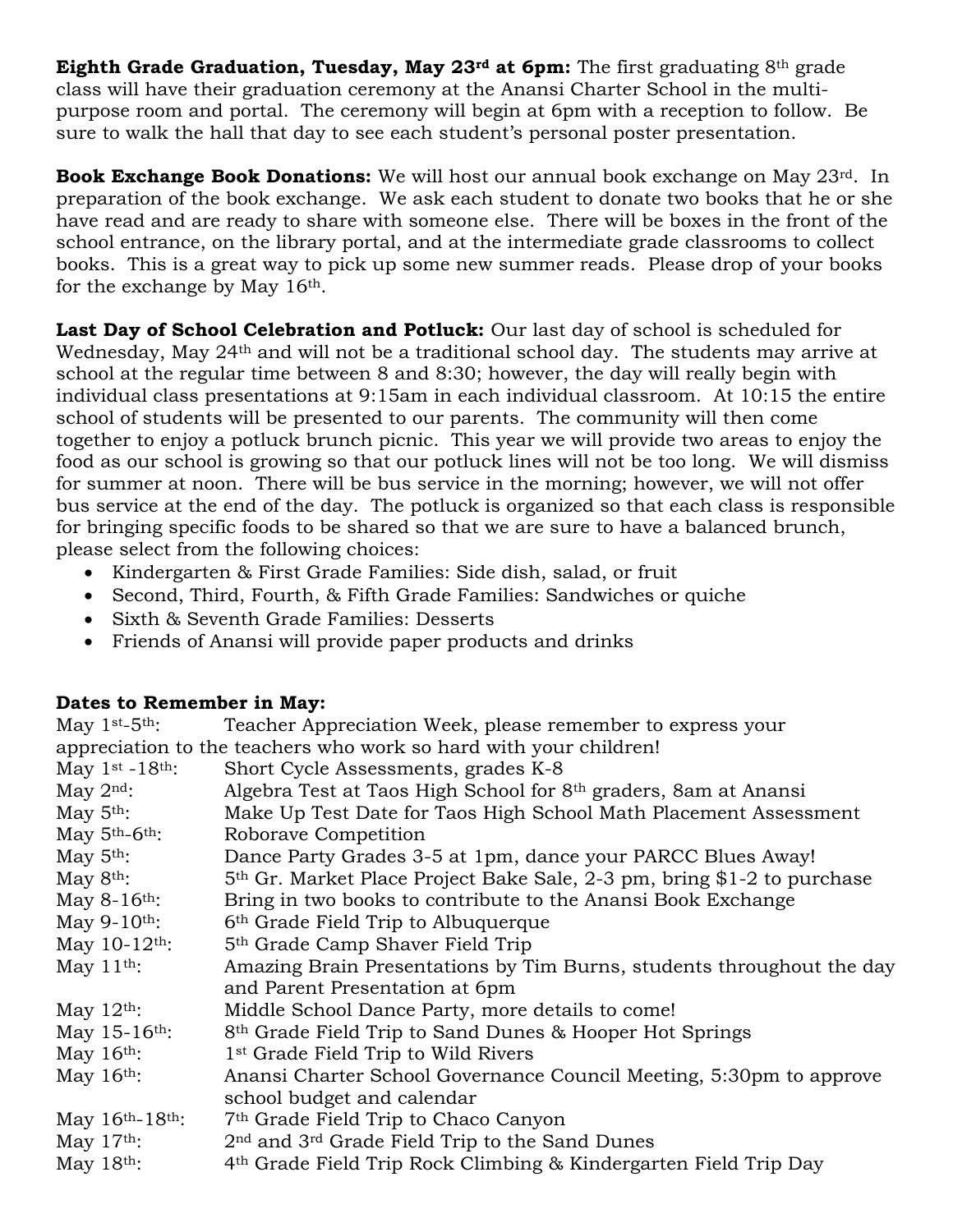**Eighth Grade Graduation, Tuesday, May 23rd at 6pm:** The first graduating 8th grade class will have their graduation ceremony at the Anansi Charter School in the multi-purpose room and portal. The ceremony will begin at 6pm with a reception to follow. Be sure to walk the hall that day to see each student's personal poster presentation.

**Book Exchange Book Donations:** We will host our annual book exchange on May 23rd. In preparation of the book exchange. We ask each student to donate two books that he or she have read and are ready to share with someone else. There will be boxes in the front of the school entrance, on the library portal, and at the intermediate grade classrooms to collect books. This is a great way to pick up some new summer reads. Please drop of your books for the exchange by May 16th.

**Last Day of School Celebration and Potluck:** Our last day of school is scheduled for Wednesday, May 24th and will not be a traditional school day. The students may arrive at school at the regular time between 8 and 8:30; however, the day will really begin with individual class presentations at 9:15am in each individual classroom. At 10:15 the entire school of students will be presented to our parents. The community will then come together to enjoy a potluck brunch picnic. This year we will provide two areas to enjoy the food as our school is growing so that our potluck lines will not be too long. We will dismiss for summer at noon. There will be bus service in the morning; however, we will not offer bus service at the end of the day. The potluck is organized so that each class is responsible for bringing specific foods to be shared so that we are sure to have a balanced brunch, please select from the following choices:

- Kindergarten & First Grade Families: Side dish, salad, or fruit
- Second, Third, Fourth, & Fifth Grade Families: Sandwiches or quiche
- Sixth & Seventh Grade Families: Desserts
- Friends of Anansi will provide paper products and drinks

**Dates to Remember in May:**

May 1st-5th: Teacher Appreciation Week, please remember to express your appreciation to the teachers who work so hard with your children!
May 1st -18th: Short Cycle Assessments, grades K-8
May 2nd: Algebra Test at Taos High School for 8th graders, 8am at Anansi
May 5th: Make Up Test Date for Taos High School Math Placement Assessment
May 5th-6th: Roborave Competition
May 5th: Dance Party Grades 3-5 at 1pm, dance your PARCC Blues Away!
May 8th: 5th Gr. Market Place Project Bake Sale, 2-3 pm, bring $1-2 to purchase
May 8-16th: Bring in two books to contribute to the Anansi Book Exchange
May 9-10th: 6th Grade Field Trip to Albuquerque
May 10-12th: 5th Grade Camp Shaver Field Trip
May 11th: Amazing Brain Presentations by Tim Burns, students throughout the day and Parent Presentation at 6pm
May 12th: Middle School Dance Party, more details to come!
May 15-16th: 8th Grade Field Trip to Sand Dunes & Hooper Hot Springs
May 16th: 1st Grade Field Trip to Wild Rivers
May 16th: Anansi Charter School Governance Council Meeting, 5:30pm to approve school budget and calendar
May 16th-18th: 7th Grade Field Trip to Chaco Canyon
May 17th: 2nd and 3rd Grade Field Trip to the Sand Dunes
May 18th: 4th Grade Field Trip Rock Climbing & Kindergarten Field Trip Day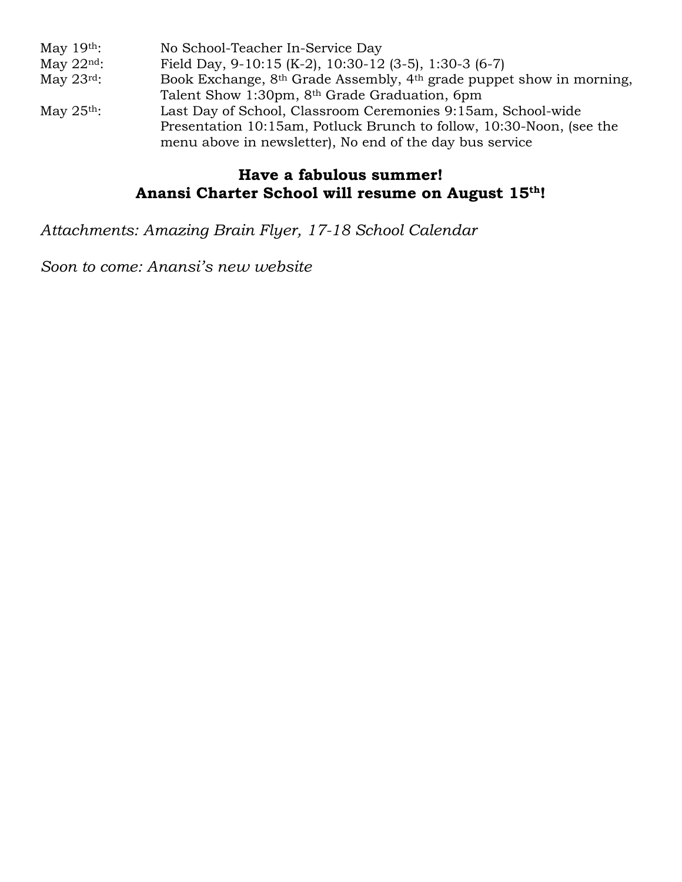May 19th: No School-Teacher In-Service Day

May 22nd: Field Day, 9-10:15 (K-2), 10:30-12 (3-5), 1:30-3 (6-7)

May 23rd: Book Exchange, 8th Grade Assembly, 4th grade puppet show in morning, Talent Show 1:30pm, 8th Grade Graduation, 6pm

May 25th: Last Day of School, Classroom Ceremonies 9:15am, School-wide Presentation 10:15am, Potluck Brunch to follow, 10:30-Noon, (see the menu above in newsletter), No end of the day bus service

**Have a fabulous summer!**
**Anansi Charter School will resume on August 15th!**

*Attachments: Amazing Brain Flyer, 17-18 School Calendar*

*Soon to come: Anansi's new website*